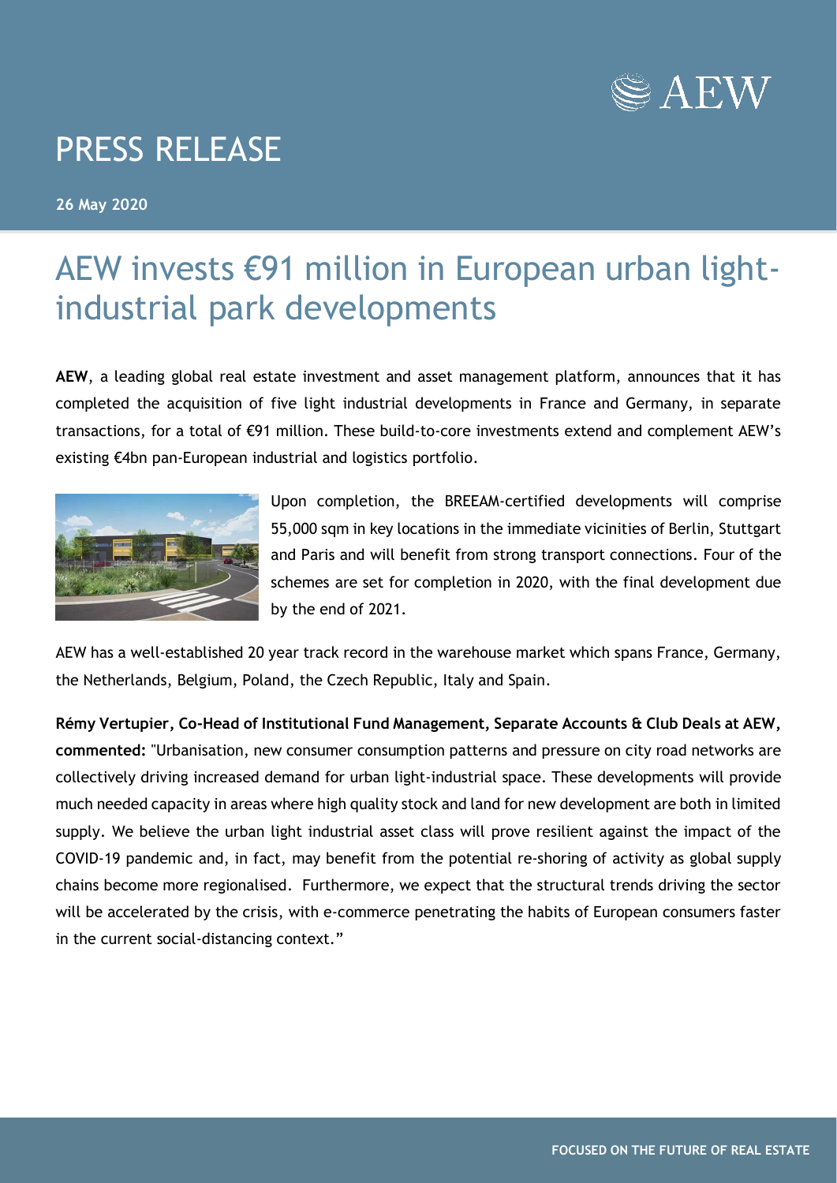# PRESS RELEASE

**26 May 2020**

## AEW invests €91 million in European urban light-industrial park developments

**AEW**, a leading global real estate investment and asset management platform, announces that it has completed the acquisition of five light industrial developments in France and Germany, in separate transactions, for a total of €91 million. These build-to-core investments extend and complement AEW's existing €4bn pan-European industrial and logistics portfolio.

Upon completion, the BREEAM-certified developments will comprise 55,000 sqm in key locations in the immediate vicinities of Berlin, Stuttgart and Paris and will benefit from strong transport connections. Four of the schemes are set for completion in 2020, with the final development due by the end of 2021.

AEW has a well-established 20 year track record in the warehouse market which spans France, Germany, the Netherlands, Belgium, Poland, the Czech Republic, Italy and Spain.

**Rémy Vertupier, Co-Head of Institutional Fund Management, Separate Accounts & Club Deals at AEW, commented:** "Urbanisation, new consumer consumption patterns and pressure on city road networks are collectively driving increased demand for urban light-industrial space. These developments will provide much needed capacity in areas where high quality stock and land for new development are both in limited supply. We believe the urban light industrial asset class will prove resilient against the impact of the COVID-19 pandemic and, in fact, may benefit from the potential re-shoring of activity as global supply chains become more regionalised. Furthermore, we expect that the structural trends driving the sector will be accelerated by the crisis, with e-commerce penetrating the habits of European consumers faster in the current social-distancing context."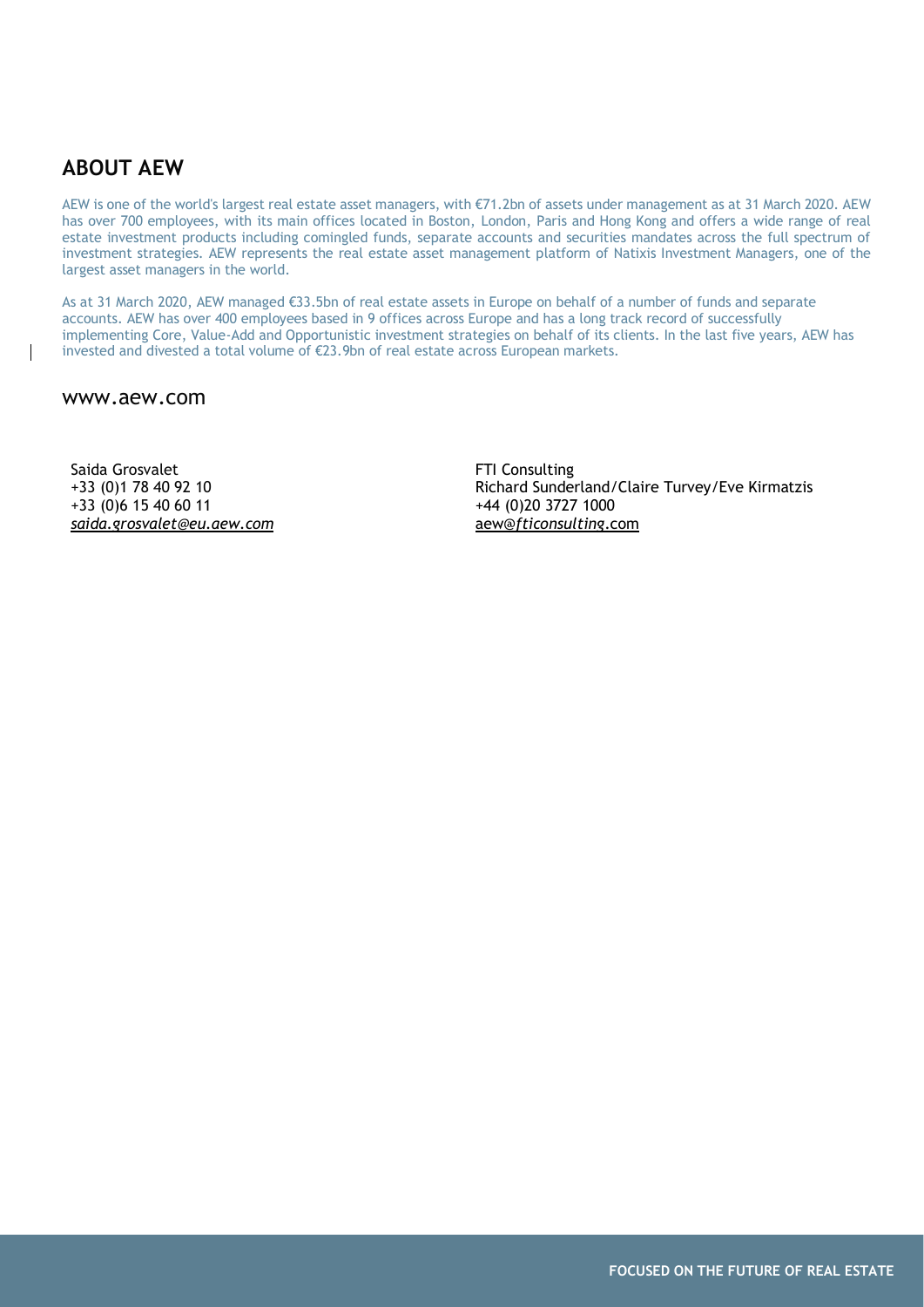## ABOUT AEW

AEW is one of the world's largest real estate asset managers, with €71.2bn of assets under management as at 31 March 2020. AEW has over 700 employees, with its main offices located in Boston, London, Paris and Hong Kong and offers a wide range of real estate investment products including comingled funds, separate accounts and securities mandates across the full spectrum of investment strategies. AEW represents the real estate asset management platform of Natixis Investment Managers, one of the largest asset managers in the world.

As at 31 March 2020, AEW managed €33.5bn of real estate assets in Europe on behalf of a number of funds and separate accounts. AEW has over 400 employees based in 9 offices across Europe and has a long track record of successfully implementing Core, Value-Add and Opportunistic investment strategies on behalf of its clients. In the last five years, AEW has invested and divested a total volume of €23.9bn of real estate across European markets.

www.aew.com

Saida Grosvalet
+33 (0)1 78 40 92 10
+33 (0)6 15 40 60 11
*saida.grosvalet@eu.aew.com*

FTI Consulting
Richard Sunderland/Claire Turvey/Eve Kirmatzis
+44 (0)20 3727 1000
aew@*fticonsulting*.com

**FOCUSED ON THE FUTURE OF REAL ESTATE**